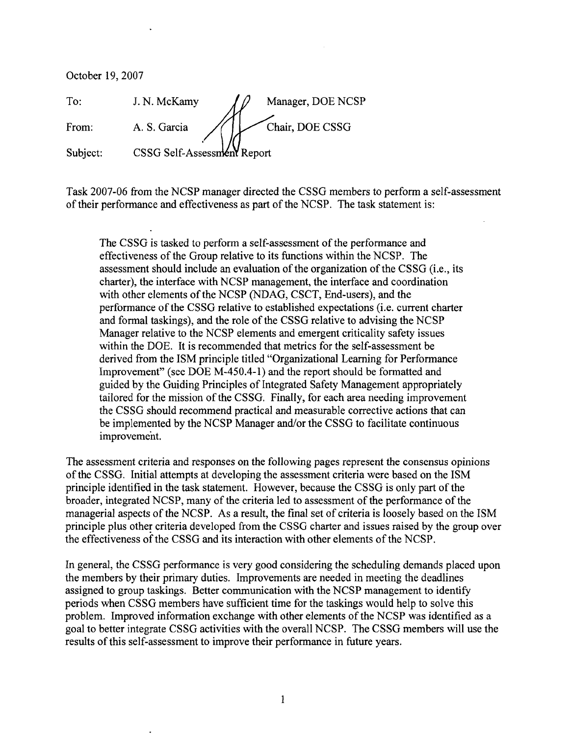October 19, 2007

| | | |
|---|---|---|
| To: | J. N. McKamy | Manager, DOE NCSP |
| From: | A. S. Garcia | Chair, DOE CSSG |
| Subject: | CSSG Self-Assessment Report | |

Task 2007-06 from the NCSP manager directed the CSSG members to perform a self-assessment of their performance and effectiveness as part of the NCSP. The task statement is:

> The CSSG is tasked to perform a self-assessment of the performance and effectiveness of the Group relative to its functions within the NCSP. The assessment should include an evaluation of the organization of the CSSG (i.e., its charter), the interface with NCSP management, the interface and coordination with other elements of the NCSP (NDAG, CSCT, End-users), and the performance of the CSSG relative to established expectations (i.e. current charter and formal taskings), and the role of the CSSG relative to advising the NCSP Manager relative to the NCSP elements and emergent criticality safety issues within the DOE. It is recommended that metrics for the self-assessment be derived from the ISM principle titled "Organizational Learning for Performance Improvement" (see DOE M-450.4-1) and the report should be formatted and guided by the Guiding Principles of Integrated Safety Management appropriately tailored for the mission of the CSSG. Finally, for each area needing improvement the CSSG should recommend practical and measurable corrective actions that can be implemented by the NCSP Manager and/or the CSSG to facilitate continuous improvement.

The assessment criteria and responses on the following pages represent the consensus opinions of the CSSG. Initial attempts at developing the assessment criteria were based on the ISM principle identified in the task statement. However, because the CSSG is only part of the broader, integrated NCSP, many of the criteria led to assessment of the performance of the managerial aspects of the NCSP. As a result, the final set of criteria is loosely based on the ISM principle plus other criteria developed from the CSSG charter and issues raised by the group over the effectiveness of the CSSG and its interaction with other elements of the NCSP.

In general, the CSSG performance is very good considering the scheduling demands placed upon the members by their primary duties. Improvements are needed in meeting the deadlines assigned to group taskings. Better communication with the NCSP management to identify periods when CSSG members have sufficient time for the taskings would help to solve this problem. Improved information exchange with other elements of the NCSP was identified as a goal to better integrate CSSG activities with the overall NCSP. The CSSG members will use the results of this self-assessment to improve their performance in future years.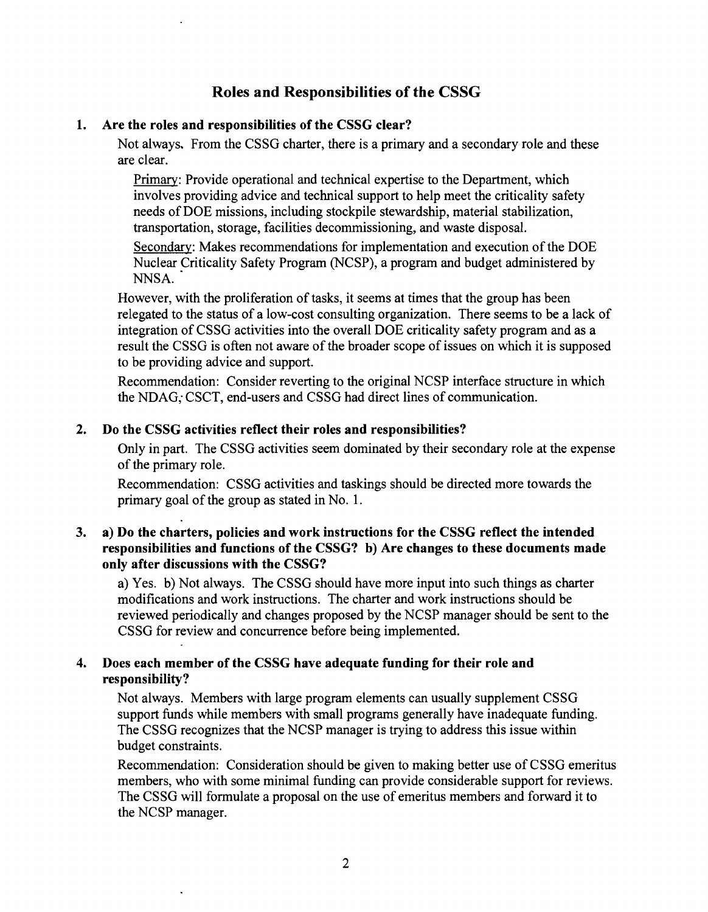## Roles and Responsibilities of the CSSG

**1. Are the roles and responsibilities of the CSSG clear?**

Not always. From the CSSG charter, there is a primary and a secondary role and these are clear.

Primary: Provide operational and technical expertise to the Department, which involves providing advice and technical support to help meet the criticality safety needs of DOE missions, including stockpile stewardship, material stabilization, transportation, storage, facilities decommissioning, and waste disposal.

Secondary: Makes recommendations for implementation and execution of the DOE Nuclear Criticality Safety Program (NCSP), a program and budget administered by NNSA.

However, with the proliferation of tasks, it seems at times that the group has been relegated to the status of a low-cost consulting organization. There seems to be a lack of integration of CSSG activities into the overall DOE criticality safety program and as a result the CSSG is often not aware of the broader scope of issues on which it is supposed to be providing advice and support.

Recommendation: Consider reverting to the original NCSP interface structure in which the NDAG, CSCT, end-users and CSSG had direct lines of communication.

**2. Do the CSSG activities reflect their roles and responsibilities?**

Only in part. The CSSG activities seem dominated by their secondary role at the expense of the primary role.

Recommendation: CSSG activities and taskings should be directed more towards the primary goal of the group as stated in No. 1.

**3. a) Do the charters, policies and work instructions for the CSSG reflect the intended responsibilities and functions of the CSSG? b) Are changes to these documents made only after discussions with the CSSG?**

a) Yes. b) Not always. The CSSG should have more input into such things as charter modifications and work instructions. The charter and work instructions should be reviewed periodically and changes proposed by the NCSP manager should be sent to the CSSG for review and concurrence before being implemented.

**4. Does each member of the CSSG have adequate funding for their role and responsibility?**

Not always. Members with large program elements can usually supplement CSSG support funds while members with small programs generally have inadequate funding. The CSSG recognizes that the NCSP manager is trying to address this issue within budget constraints.

Recommendation: Consideration should be given to making better use of CSSG emeritus members, who with some minimal funding can provide considerable support for reviews. The CSSG will formulate a proposal on the use of emeritus members and forward it to the NCSP manager.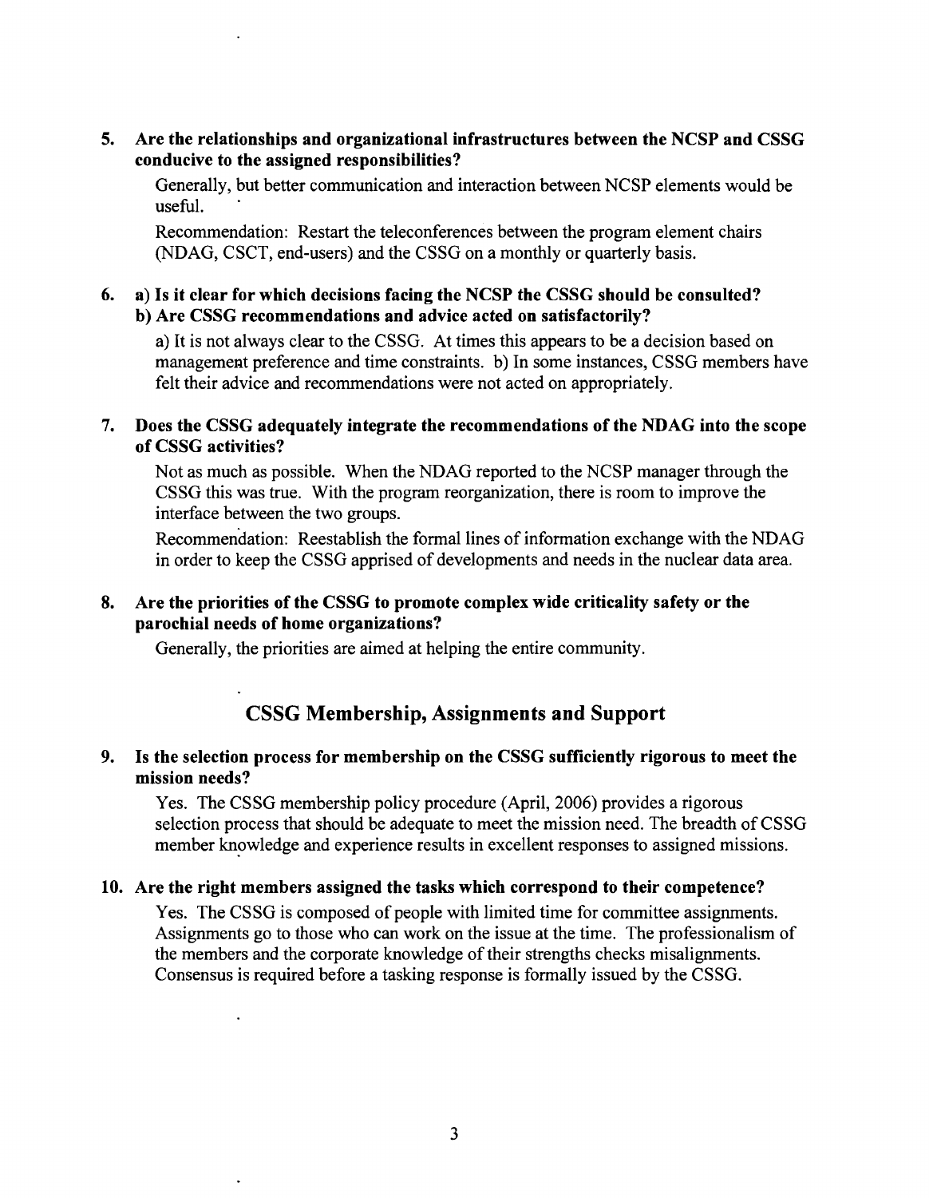5. **Are the relationships and organizational infrastructures between the NCSP and CSSG conducive to the assigned responsibilities?**

   Generally, but better communication and interaction between NCSP elements would be useful.

   Recommendation: Restart the teleconferences between the program element chairs (NDAG, CSCT, end-users) and the CSSG on a monthly or quarterly basis.

6. **a) Is it clear for which decisions facing the NCSP the CSSG should be consulted?**
   **b) Are CSSG recommendations and advice acted on satisfactorily?**

   a) It is not always clear to the CSSG. At times this appears to be a decision based on management preference and time constraints. b) In some instances, CSSG members have felt their advice and recommendations were not acted on appropriately.

7. **Does the CSSG adequately integrate the recommendations of the NDAG into the scope of CSSG activities?**

   Not as much as possible. When the NDAG reported to the NCSP manager through the CSSG this was true. With the program reorganization, there is room to improve the interface between the two groups.

   Recommendation: Reestablish the formal lines of information exchange with the NDAG in order to keep the CSSG apprised of developments and needs in the nuclear data area.

8. **Are the priorities of the CSSG to promote complex wide criticality safety or the parochial needs of home organizations?**

   Generally, the priorities are aimed at helping the entire community.

## CSSG Membership, Assignments and Support

9. **Is the selection process for membership on the CSSG sufficiently rigorous to meet the mission needs?**

   Yes. The CSSG membership policy procedure (April, 2006) provides a rigorous selection process that should be adequate to meet the mission need. The breadth of CSSG member knowledge and experience results in excellent responses to assigned missions.

10. **Are the right members assigned the tasks which correspond to their competence?**

    Yes. The CSSG is composed of people with limited time for committee assignments. Assignments go to those who can work on the issue at the time. The professionalism of the members and the corporate knowledge of their strengths checks misalignments. Consensus is required before a tasking response is formally issued by the CSSG.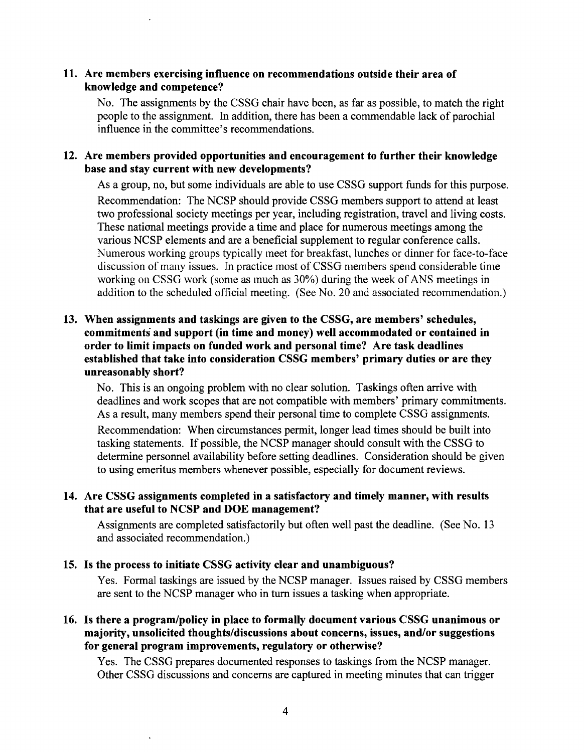**11. Are members exercising influence on recommendations outside their area of knowledge and competence?**

No. The assignments by the CSSG chair have been, as far as possible, to match the right people to the assignment. In addition, there has been a commendable lack of parochial influence in the committee's recommendations.

**12. Are members provided opportunities and encouragement to further their knowledge base and stay current with new developments?**

As a group, no, but some individuals are able to use CSSG support funds for this purpose.

Recommendation: The NCSP should provide CSSG members support to attend at least two professional society meetings per year, including registration, travel and living costs. These national meetings provide a time and place for numerous meetings among the various NCSP elements and are a beneficial supplement to regular conference calls. Numerous working groups typically meet for breakfast, lunches or dinner for face-to-face discussion of many issues. In practice most of CSSG members spend considerable time working on CSSG work (some as much as 30%) during the week of ANS meetings in addition to the scheduled official meeting. (See No. 20 and associated recommendation.)

**13. When assignments and taskings are given to the CSSG, are members' schedules, commitments and support (in time and money) well accommodated or contained in order to limit impacts on funded work and personal time? Are task deadlines established that take into consideration CSSG members' primary duties or are they unreasonably short?**

No. This is an ongoing problem with no clear solution. Taskings often arrive with deadlines and work scopes that are not compatible with members' primary commitments. As a result, many members spend their personal time to complete CSSG assignments.

Recommendation: When circumstances permit, longer lead times should be built into tasking statements. If possible, the NCSP manager should consult with the CSSG to determine personnel availability before setting deadlines. Consideration should be given to using emeritus members whenever possible, especially for document reviews.

**14. Are CSSG assignments completed in a satisfactory and timely manner, with results that are useful to NCSP and DOE management?**

Assignments are completed satisfactorily but often well past the deadline. (See No. 13 and associated recommendation.)

**15. Is the process to initiate CSSG activity clear and unambiguous?**

Yes. Formal taskings are issued by the NCSP manager. Issues raised by CSSG members are sent to the NCSP manager who in turn issues a tasking when appropriate.

**16. Is there a program/policy in place to formally document various CSSG unanimous or majority, unsolicited thoughts/discussions about concerns, issues, and/or suggestions for general program improvements, regulatory or otherwise?**

Yes. The CSSG prepares documented responses to taskings from the NCSP manager. Other CSSG discussions and concerns are captured in meeting minutes that can trigger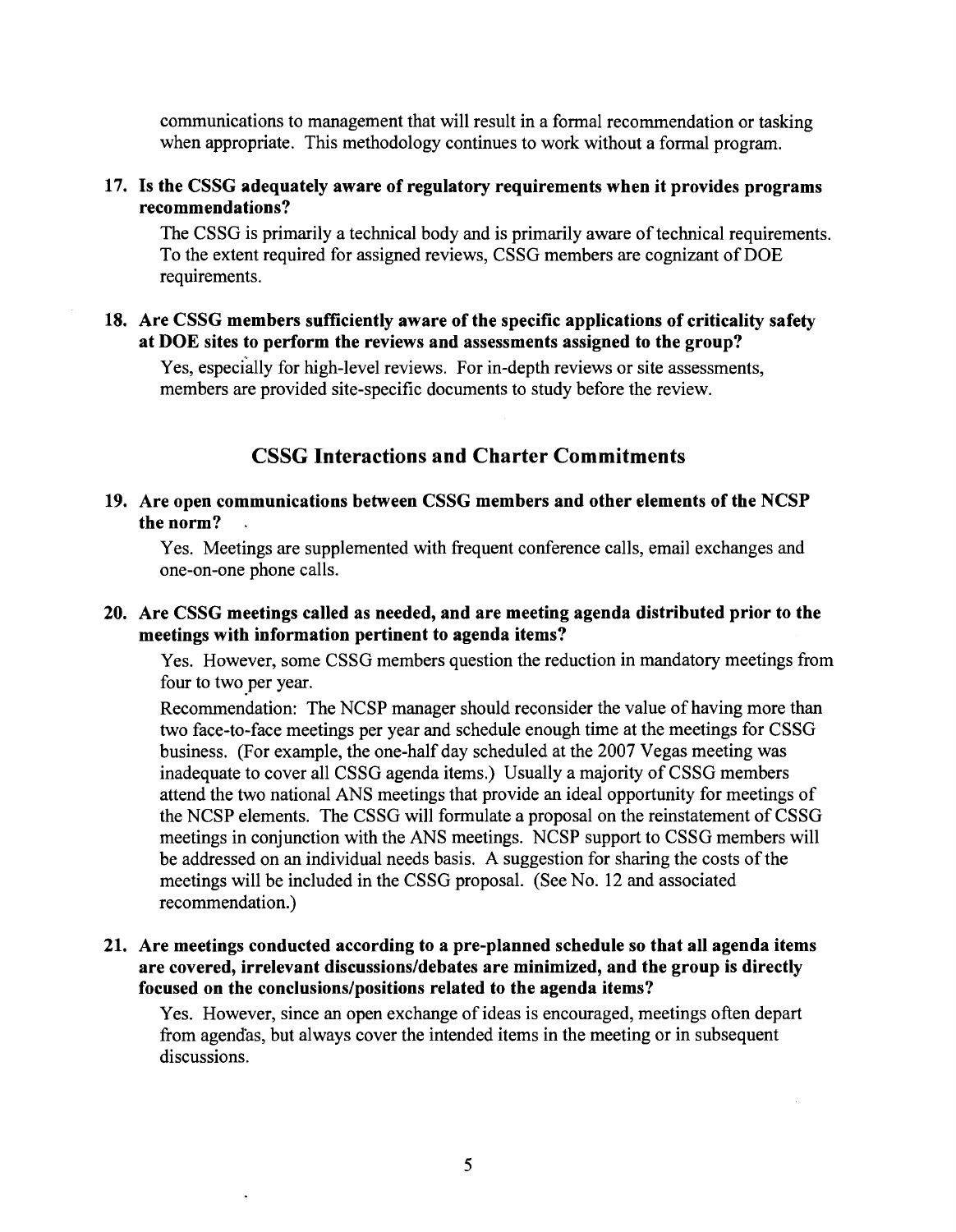communications to management that will result in a formal recommendation or tasking when appropriate. This methodology continues to work without a formal program.

**17. Is the CSSG adequately aware of regulatory requirements when it provides programs recommendations?**

The CSSG is primarily a technical body and is primarily aware of technical requirements. To the extent required for assigned reviews, CSSG members are cognizant of DOE requirements.

**18. Are CSSG members sufficiently aware of the specific applications of criticality safety at DOE sites to perform the reviews and assessments assigned to the group?**

Yes, especially for high-level reviews. For in-depth reviews or site assessments, members are provided site-specific documents to study before the review.

## CSSG Interactions and Charter Commitments

**19. Are open communications between CSSG members and other elements of the NCSP the norm?**

Yes. Meetings are supplemented with frequent conference calls, email exchanges and one-on-one phone calls.

**20. Are CSSG meetings called as needed, and are meeting agenda distributed prior to the meetings with information pertinent to agenda items?**

Yes. However, some CSSG members question the reduction in mandatory meetings from four to two per year.

Recommendation: The NCSP manager should reconsider the value of having more than two face-to-face meetings per year and schedule enough time at the meetings for CSSG business. (For example, the one-half day scheduled at the 2007 Vegas meeting was inadequate to cover all CSSG agenda items.) Usually a majority of CSSG members attend the two national ANS meetings that provide an ideal opportunity for meetings of the NCSP elements. The CSSG will formulate a proposal on the reinstatement of CSSG meetings in conjunction with the ANS meetings. NCSP support to CSSG members will be addressed on an individual needs basis. A suggestion for sharing the costs of the meetings will be included in the CSSG proposal. (See No. 12 and associated recommendation.)

**21. Are meetings conducted according to a pre-planned schedule so that all agenda items are covered, irrelevant discussions/debates are minimized, and the group is directly focused on the conclusions/positions related to the agenda items?**

Yes. However, since an open exchange of ideas is encouraged, meetings often depart from agendas, but always cover the intended items in the meeting or in subsequent discussions.